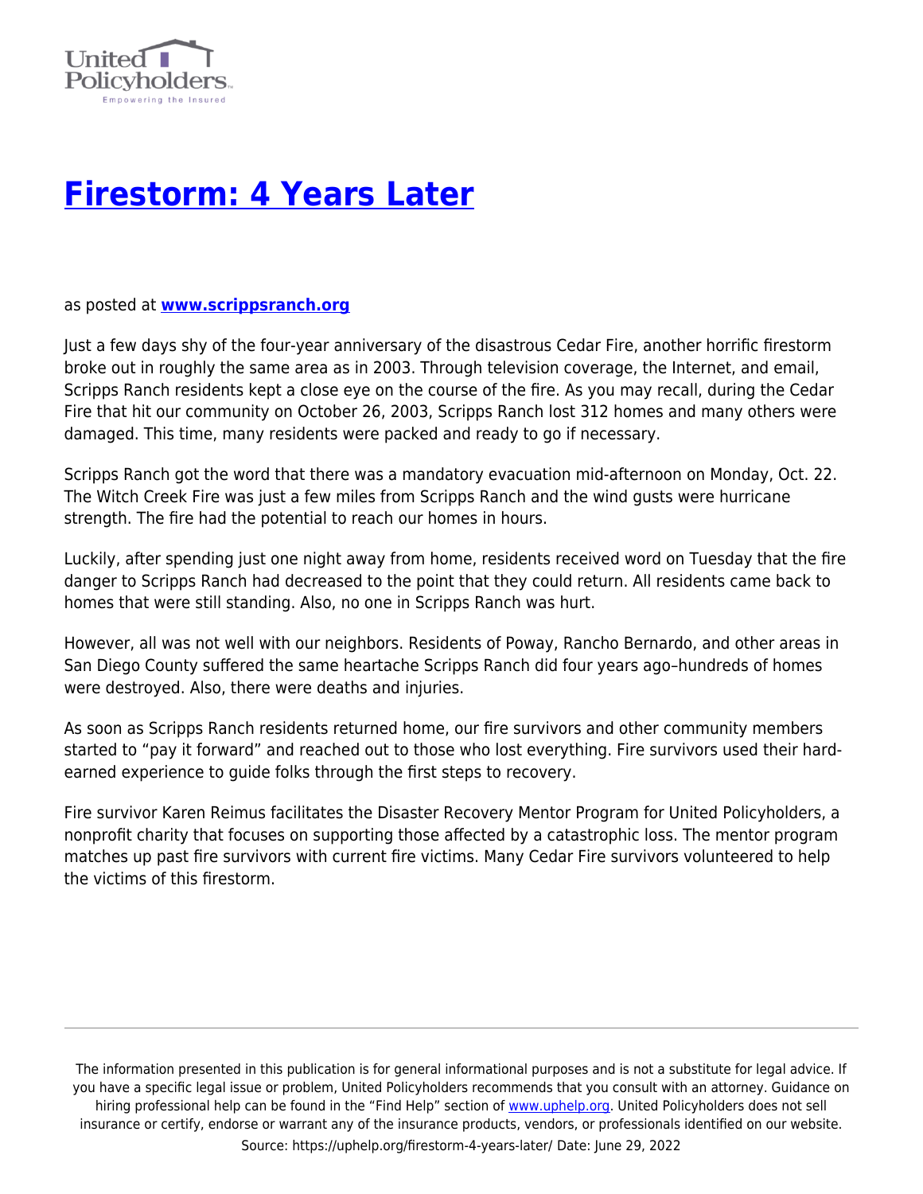# [Firestorm: 4 Years Later](https://uphelp.org/firestorm-4-years-later/)

as posted at **[www.scrippsranch.org](http://www.scrippsranch.org)**

Just a few days shy of the four-year anniversary of the disastrous Cedar Fire, another horrific firestorm broke out in roughly the same area as in 2003. Through television coverage, the Internet, and email, Scripps Ranch residents kept a close eye on the course of the fire. As you may recall, during the Cedar Fire that hit our community on October 26, 2003, Scripps Ranch lost 312 homes and many others were damaged. This time, many residents were packed and ready to go if necessary.

Scripps Ranch got the word that there was a mandatory evacuation mid-afternoon on Monday, Oct. 22. The Witch Creek Fire was just a few miles from Scripps Ranch and the wind gusts were hurricane strength. The fire had the potential to reach our homes in hours.

Luckily, after spending just one night away from home, residents received word on Tuesday that the fire danger to Scripps Ranch had decreased to the point that they could return. All residents came back to homes that were still standing. Also, no one in Scripps Ranch was hurt.

However, all was not well with our neighbors. Residents of Poway, Rancho Bernardo, and other areas in San Diego County suffered the same heartache Scripps Ranch did four years ago–hundreds of homes were destroyed. Also, there were deaths and injuries.

As soon as Scripps Ranch residents returned home, our fire survivors and other community members started to "pay it forward" and reached out to those who lost everything. Fire survivors used their hard-earned experience to guide folks through the first steps to recovery.

Fire survivor Karen Reimus facilitates the Disaster Recovery Mentor Program for United Policyholders, a nonprofit charity that focuses on supporting those affected by a catastrophic loss. The mentor program matches up past fire survivors with current fire victims. Many Cedar Fire survivors volunteered to help the victims of this firestorm.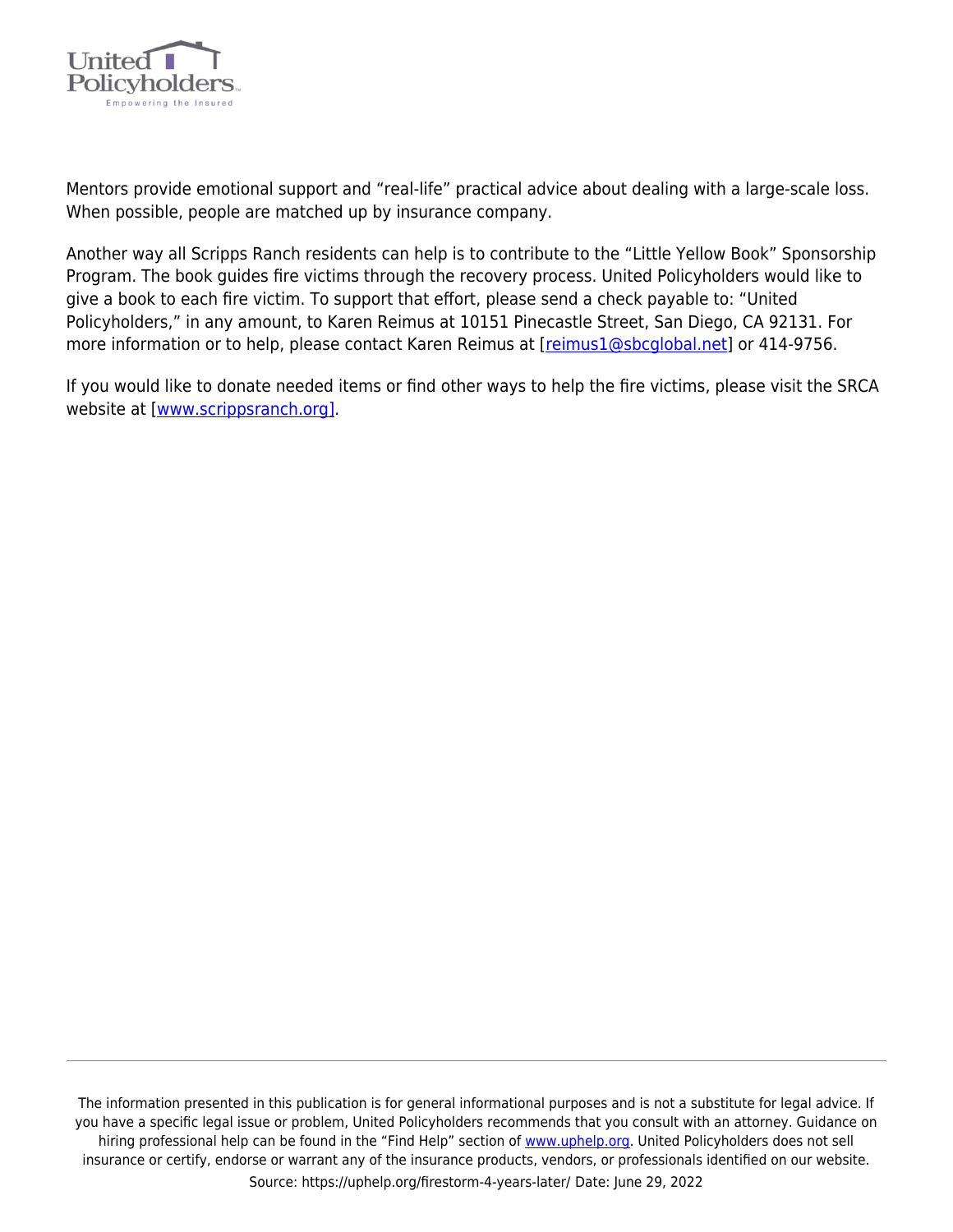Mentors provide emotional support and "real-life" practical advice about dealing with a large-scale loss. When possible, people are matched up by insurance company.

Another way all Scripps Ranch residents can help is to contribute to the "Little Yellow Book" Sponsorship Program. The book guides fire victims through the recovery process. United Policyholders would like to give a book to each fire victim. To support that effort, please send a check payable to: "United Policyholders," in any amount, to Karen Reimus at 10151 Pinecastle Street, San Diego, CA 92131. For more information or to help, please contact Karen Reimus at [reimus1@sbcglobal.net] or 414-9756.

If you would like to donate needed items or find other ways to help the fire victims, please visit the SRCA website at [www.scrippsranch.org].

The information presented in this publication is for general informational purposes and is not a substitute for legal advice. If you have a specific legal issue or problem, United Policyholders recommends that you consult with an attorney. Guidance on hiring professional help can be found in the "Find Help" section of www.uphelp.org. United Policyholders does not sell insurance or certify, endorse or warrant any of the insurance products, vendors, or professionals identified on our website.

Source: https://uphelp.org/firestorm-4-years-later/ Date: June 29, 2022